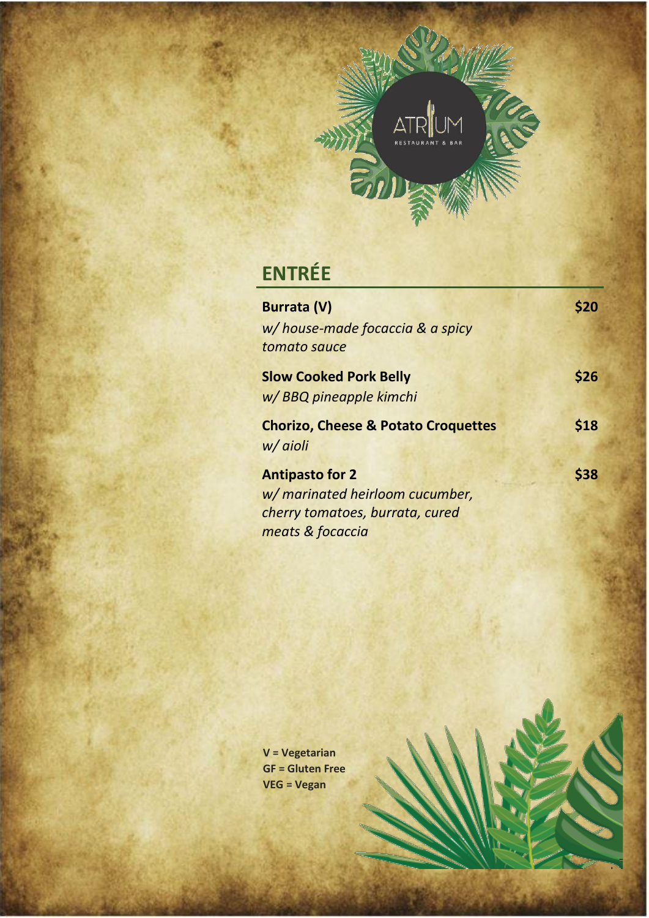ATRIUM

RESTAURANT & BAR

## ENTRÉE

**Burrata (V)** **$20**

*w/ house-made focaccia & a spicy tomato sauce*

**Slow Cooked Pork Belly** **$26**

*w/ BBQ pineapple kimchi*

**Chorizo, Cheese & Potato Croquettes** **$18**

*w/ aioli*

**Antipasto for 2** **$38**

*w/ marinated heirloom cucumber, cherry tomatoes, burrata, cured meats & focaccia*

**V = Vegetarian**
**GF = Gluten Free**
**VEG = Vegan**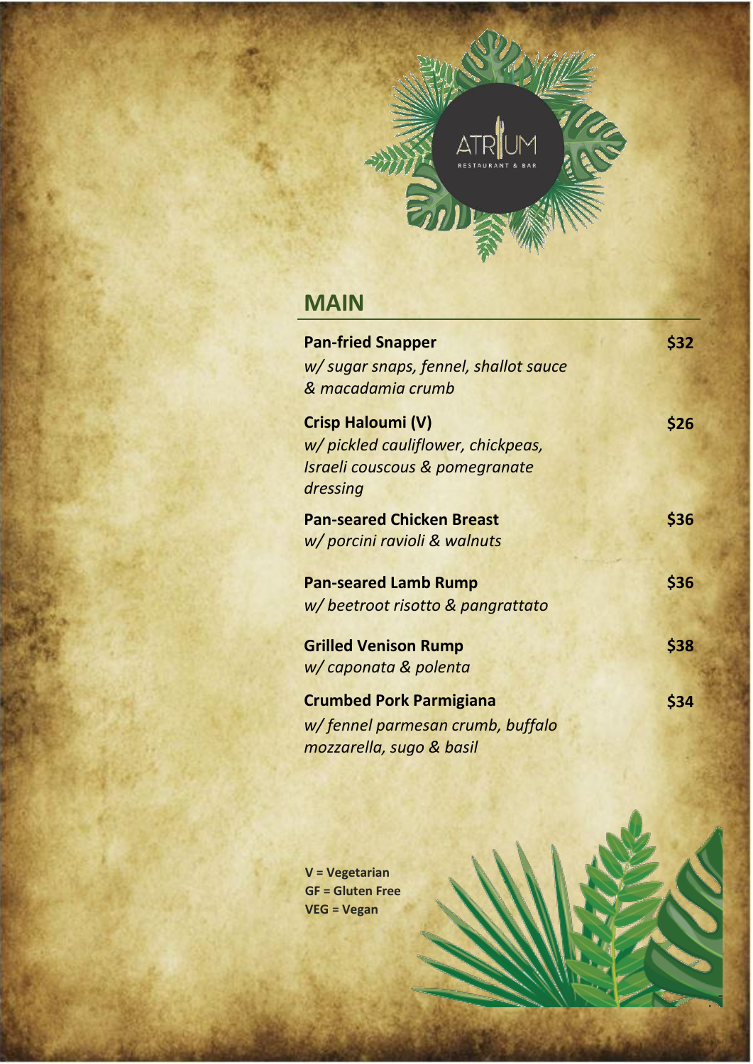ATRIUM
RESTAURANT & BAR

## MAIN

**Pan-fried Snapper** **$32**
*w/ sugar snaps, fennel, shallot sauce & macadamia crumb*

**Crisp Haloumi (V)** **$26**
*w/ pickled cauliflower, chickpeas, Israeli couscous & pomegranate dressing*

**Pan-seared Chicken Breast** **$36**
*w/ porcini ravioli & walnuts*

**Pan-seared Lamb Rump** **$36**
*w/ beetroot risotto & pangrattato*

**Grilled Venison Rump** **$38**
*w/ caponata & polenta*

**Crumbed Pork Parmigiana** **$34**
*w/ fennel parmesan crumb, buffalo mozzarella, sugo & basil*

**V = Vegetarian**
**GF = Gluten Free**
**VEG = Vegan**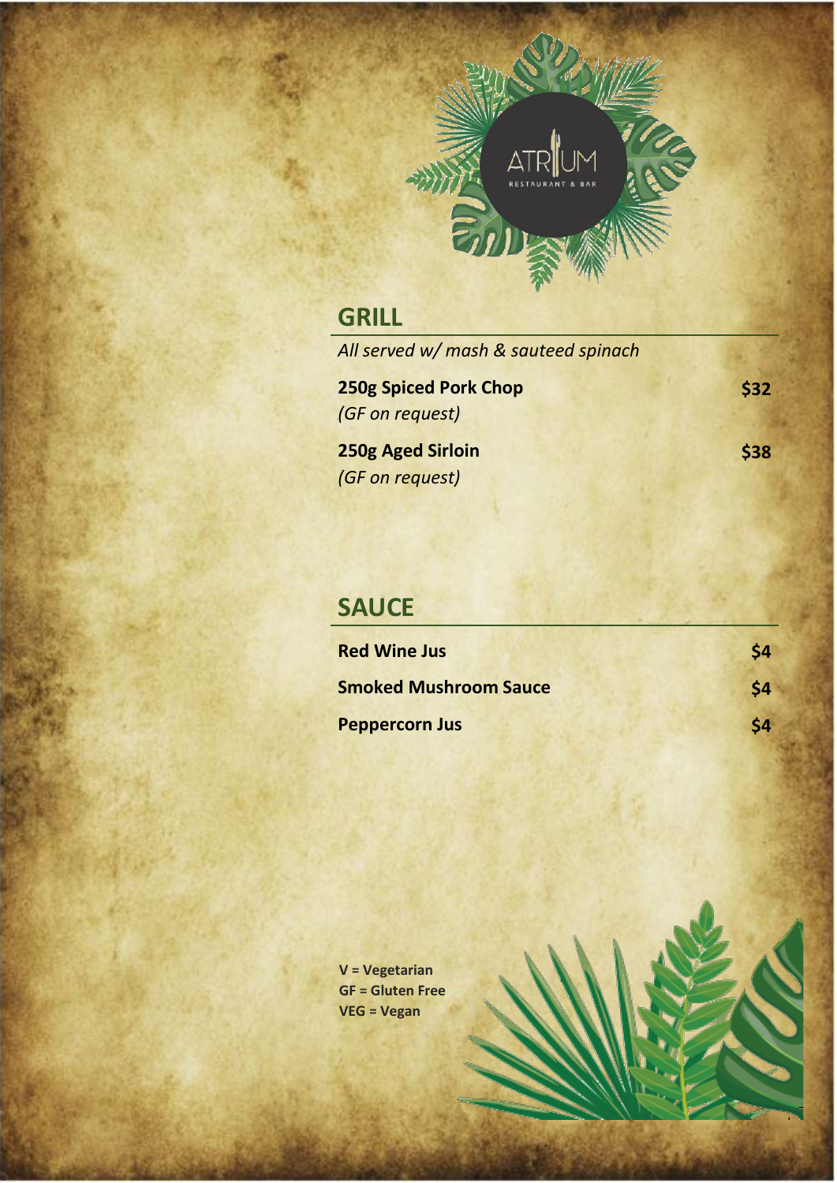## GRILL

*All served w/ mash & sauteed spinach*

**250g Spiced Pork Chop** **$32**
*(GF on request)*

**250g Aged Sirloin** **$38**
*(GF on request)*

## SAUCE

**Red Wine Jus** **$4**

**Smoked Mushroom Sauce** **$4**

**Peppercorn Jus** **$4**

**V = Vegetarian**
**GF = Gluten Free**
**VEG = Vegan**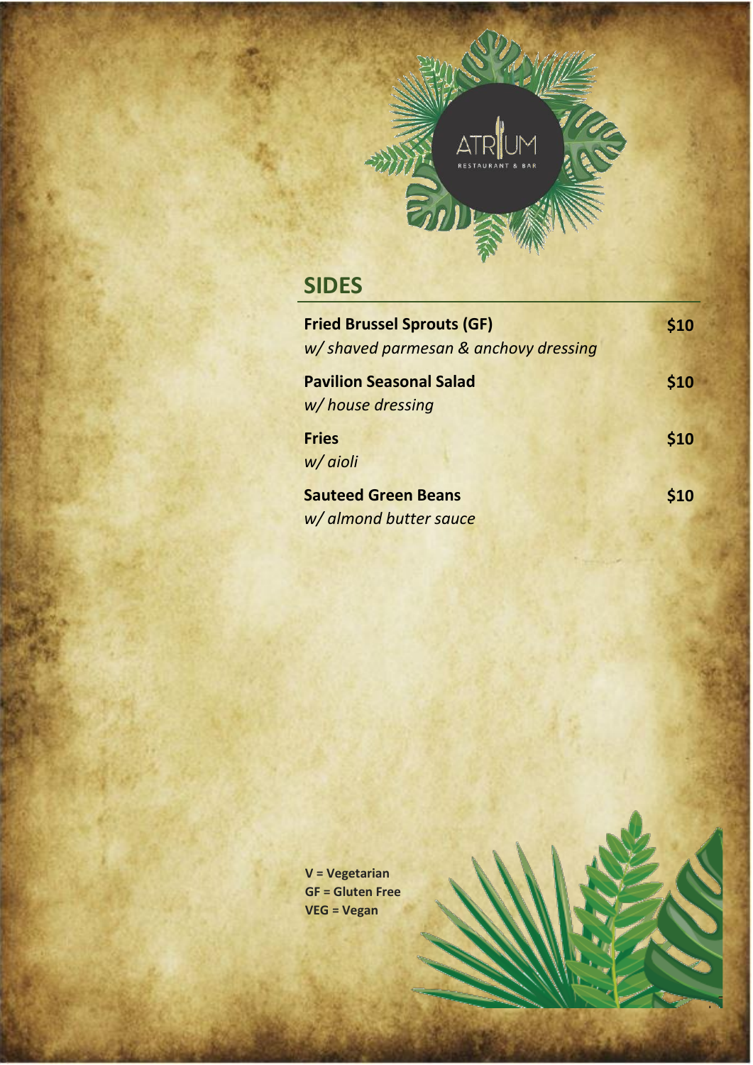ATRIUM RESTAURANT & BAR

## SIDES

**Fried Brussel Sprouts (GF)** **$10**
*w/ shaved parmesan & anchovy dressing*

**Pavilion Seasonal Salad** **$10**
*w/ house dressing*

**Fries** **$10**
*w/ aioli*

**Sauteed Green Beans** **$10**
*w/ almond butter sauce*

**V = Vegetarian**
**GF = Gluten Free**
**VEG = Vegan**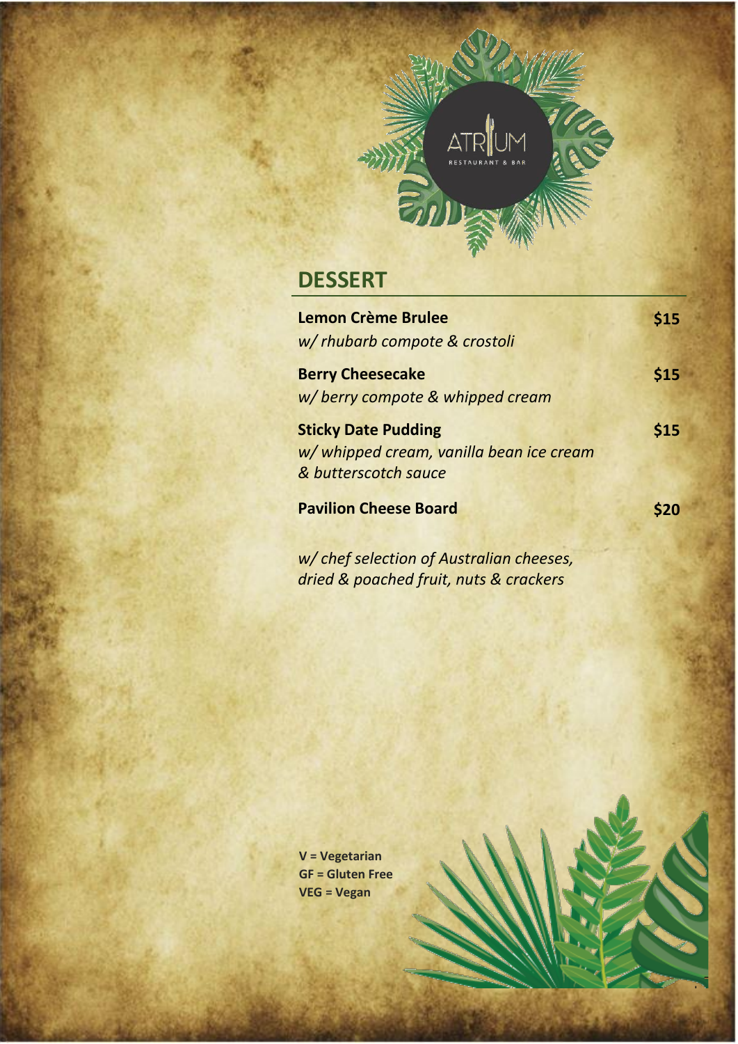ATRIUM
RESTAURANT & BAR

# DESSERT

**Lemon Crème Brulee** **$15**
*w/ rhubarb compote & crostoli*

**Berry Cheesecake** **$15**
*w/ berry compote & whipped cream*

**Sticky Date Pudding** **$15**
*w/ whipped cream, vanilla bean ice cream & butterscotch sauce*

**Pavilion Cheese Board** **$20**

*w/ chef selection of Australian cheeses, dried & poached fruit, nuts & crackers*

**V = Vegetarian**
**GF = Gluten Free**
**VEG = Vegan**